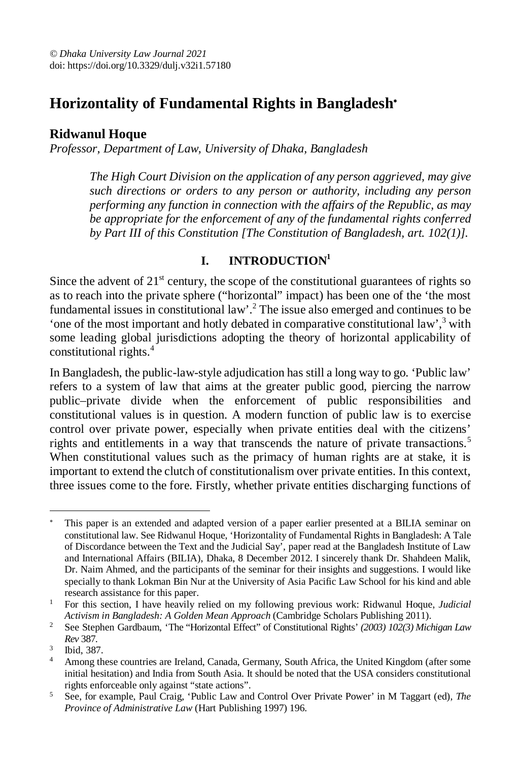© *Dhaka University Law Journal 2021*
doi: https://doi.org/10.3329/dulj.v32i1.57180

# Horizontality of Fundamental Rights in Bangladesh*

## Ridwanul Hoque

*Professor, Department of Law, University of Dhaka, Bangladesh*

> *The High Court Division on the application of any person aggrieved, may give such directions or orders to any person or authority, including any person performing any function in connection with the affairs of the Republic, as may be appropriate for the enforcement of any of the fundamental rights conferred by Part III of this Constitution [The Constitution of Bangladesh, art. 102(1)].*

## I. INTRODUCTION[1]

Since the advent of 21st century, the scope of the constitutional guarantees of rights so as to reach into the private sphere ("horizontal" impact) has been one of the 'the most fundamental issues in constitutional law'.[2] The issue also emerged and continues to be 'one of the most important and hotly debated in comparative constitutional law',[3] with some leading global jurisdictions adopting the theory of horizontal applicability of constitutional rights.[4]

In Bangladesh, the public-law-style adjudication has still a long way to go. 'Public law' refers to a system of law that aims at the greater public good, piercing the narrow public–private divide when the enforcement of public responsibilities and constitutional values is in question. A modern function of public law is to exercise control over private power, especially when private entities deal with the citizens' rights and entitlements in a way that transcends the nature of private transactions.[5] When constitutional values such as the primacy of human rights are at stake, it is important to extend the clutch of constitutionalism over private entities. In this context, three issues come to the fore. Firstly, whether private entities discharging functions of

---

\* This paper is an extended and adapted version of a paper earlier presented at a BILIA seminar on constitutional law. See Ridwanul Hoque, 'Horizontality of Fundamental Rights in Bangladesh: A Tale of Discordance between the Text and the Judicial Say', paper read at the Bangladesh Institute of Law and International Affairs (BILIA), Dhaka, 8 December 2012. I sincerely thank Dr. Shahdeen Malik, Dr. Naim Ahmed, and the participants of the seminar for their insights and suggestions. I would like specially to thank Lokman Bin Nur at the University of Asia Pacific Law School for his kind and able research assistance for this paper.

[1] For this section, I have heavily relied on my following previous work: Ridwanul Hoque, *Judicial Activism in Bangladesh: A Golden Mean Approach* (Cambridge Scholars Publishing 2011).

[2] See Stephen Gardbaum, 'The "Horizontal Effect" of Constitutional Rights' *(2003) 102(3) Michigan Law Rev* 387.

[3] Ibid, 387.

[4] Among these countries are Ireland, Canada, Germany, South Africa, the United Kingdom (after some initial hesitation) and India from South Asia. It should be noted that the USA considers constitutional rights enforceable only against "state actions".

[5] See, for example, Paul Craig, 'Public Law and Control Over Private Power' in M Taggart (ed), *The Province of Administrative Law* (Hart Publishing 1997) 196.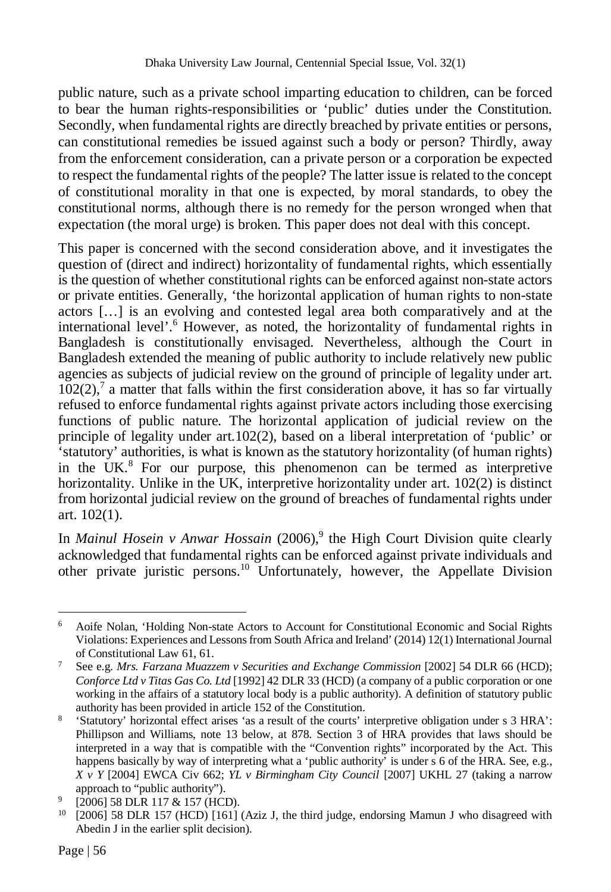public nature, such as a private school imparting education to children, can be forced to bear the human rights-responsibilities or 'public' duties under the Constitution. Secondly, when fundamental rights are directly breached by private entities or persons, can constitutional remedies be issued against such a body or person? Thirdly, away from the enforcement consideration, can a private person or a corporation be expected to respect the fundamental rights of the people? The latter issue is related to the concept of constitutional morality in that one is expected, by moral standards, to obey the constitutional norms, although there is no remedy for the person wronged when that expectation (the moral urge) is broken. This paper does not deal with this concept.

This paper is concerned with the second consideration above, and it investigates the question of (direct and indirect) horizontality of fundamental rights, which essentially is the question of whether constitutional rights can be enforced against non-state actors or private entities. Generally, 'the horizontal application of human rights to non-state actors […] is an evolving and contested legal area both comparatively and at the international level'.[6] However, as noted, the horizontality of fundamental rights in Bangladesh is constitutionally envisaged. Nevertheless, although the Court in Bangladesh extended the meaning of public authority to include relatively new public agencies as subjects of judicial review on the ground of principle of legality under art. 102(2),[7] a matter that falls within the first consideration above, it has so far virtually refused to enforce fundamental rights against private actors including those exercising functions of public nature. The horizontal application of judicial review on the principle of legality under art.102(2), based on a liberal interpretation of 'public' or 'statutory' authorities, is what is known as the statutory horizontality (of human rights) in the UK.[8] For our purpose, this phenomenon can be termed as interpretive horizontality. Unlike in the UK, interpretive horizontality under art. 102(2) is distinct from horizontal judicial review on the ground of breaches of fundamental rights under art. 102(1).

In *Mainul Hosein v Anwar Hossain* (2006),[9] the High Court Division quite clearly acknowledged that fundamental rights can be enforced against private individuals and other private juristic persons.[10] Unfortunately, however, the Appellate Division

---

[6] Aoife Nolan, 'Holding Non-state Actors to Account for Constitutional Economic and Social Rights Violations: Experiences and Lessons from South Africa and Ireland' (2014) 12(1) International Journal of Constitutional Law 61, 61.

[7] See e.g. *Mrs. Farzana Muazzem v Securities and Exchange Commission* [2002] 54 DLR 66 (HCD); *Conforce Ltd v Titas Gas Co. Ltd* [1992] 42 DLR 33 (HCD) (a company of a public corporation or one working in the affairs of a statutory local body is a public authority). A definition of statutory public authority has been provided in article 152 of the Constitution.

[8] 'Statutory' horizontal effect arises 'as a result of the courts' interpretive obligation under s 3 HRA': Phillipson and Williams, note 13 below, at 878. Section 3 of HRA provides that laws should be interpreted in a way that is compatible with the "Convention rights" incorporated by the Act. This happens basically by way of interpreting what a 'public authority' is under s 6 of the HRA. See, e.g., *X v Y* [2004] EWCA Civ 662; *YL v Birmingham City Council* [2007] UKHL 27 (taking a narrow approach to "public authority").

[9] [2006] 58 DLR 117 & 157 (HCD).

[10] [2006] 58 DLR 157 (HCD) [161] (Aziz J, the third judge, endorsing Mamun J who disagreed with Abedin J in the earlier split decision).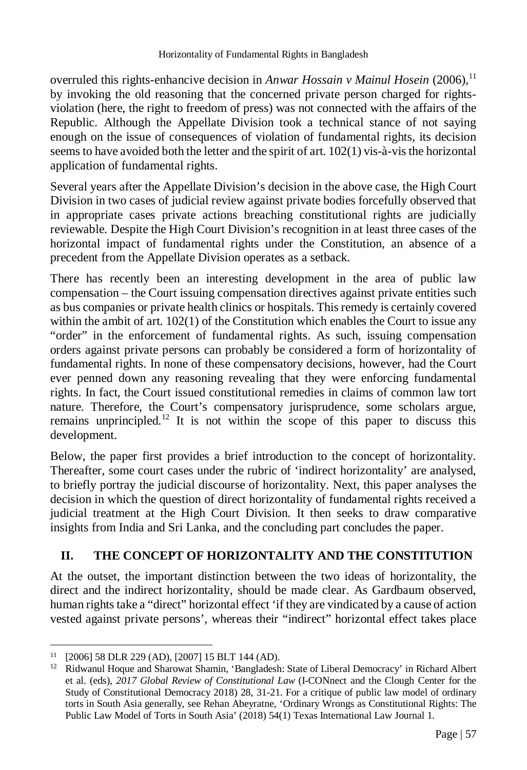overruled this rights-enhancive decision in *Anwar Hossain v Mainul Hosein* (2006),[11] by invoking the old reasoning that the concerned private person charged for rights-violation (here, the right to freedom of press) was not connected with the affairs of the Republic. Although the Appellate Division took a technical stance of not saying enough on the issue of consequences of violation of fundamental rights, its decision seems to have avoided both the letter and the spirit of art. 102(1) vis-à-vis the horizontal application of fundamental rights.

Several years after the Appellate Division's decision in the above case, the High Court Division in two cases of judicial review against private bodies forcefully observed that in appropriate cases private actions breaching constitutional rights are judicially reviewable. Despite the High Court Division's recognition in at least three cases of the horizontal impact of fundamental rights under the Constitution, an absence of a precedent from the Appellate Division operates as a setback.

There has recently been an interesting development in the area of public law compensation – the Court issuing compensation directives against private entities such as bus companies or private health clinics or hospitals. This remedy is certainly covered within the ambit of art. 102(1) of the Constitution which enables the Court to issue any "order" in the enforcement of fundamental rights. As such, issuing compensation orders against private persons can probably be considered a form of horizontality of fundamental rights. In none of these compensatory decisions, however, had the Court ever penned down any reasoning revealing that they were enforcing fundamental rights. In fact, the Court issued constitutional remedies in claims of common law tort nature. Therefore, the Court's compensatory jurisprudence, some scholars argue, remains unprincipled.[12] It is not within the scope of this paper to discuss this development.

Below, the paper first provides a brief introduction to the concept of horizontality. Thereafter, some court cases under the rubric of 'indirect horizontality' are analysed, to briefly portray the judicial discourse of horizontality. Next, this paper analyses the decision in which the question of direct horizontality of fundamental rights received a judicial treatment at the High Court Division. It then seeks to draw comparative insights from India and Sri Lanka, and the concluding part concludes the paper.

## II. THE CONCEPT OF HORIZONTALITY AND THE CONSTITUTION

At the outset, the important distinction between the two ideas of horizontality, the direct and the indirect horizontality, should be made clear. As Gardbaum observed, human rights take a "direct" horizontal effect 'if they are vindicated by a cause of action vested against private persons', whereas their "indirect" horizontal effect takes place

---

[11] [2006] 58 DLR 229 (AD), [2007] 15 BLT 144 (AD).

[12] Ridwanul Hoque and Sharowat Shamin, 'Bangladesh: State of Liberal Democracy' in Richard Albert et al. (eds), *2017 Global Review of Constitutional Law* (I-CONnect and the Clough Center for the Study of Constitutional Democracy 2018) 28, 31-21. For a critique of public law model of ordinary torts in South Asia generally, see Rehan Abeyratne, 'Ordinary Wrongs as Constitutional Rights: The Public Law Model of Torts in South Asia' (2018) 54(1) Texas International Law Journal 1.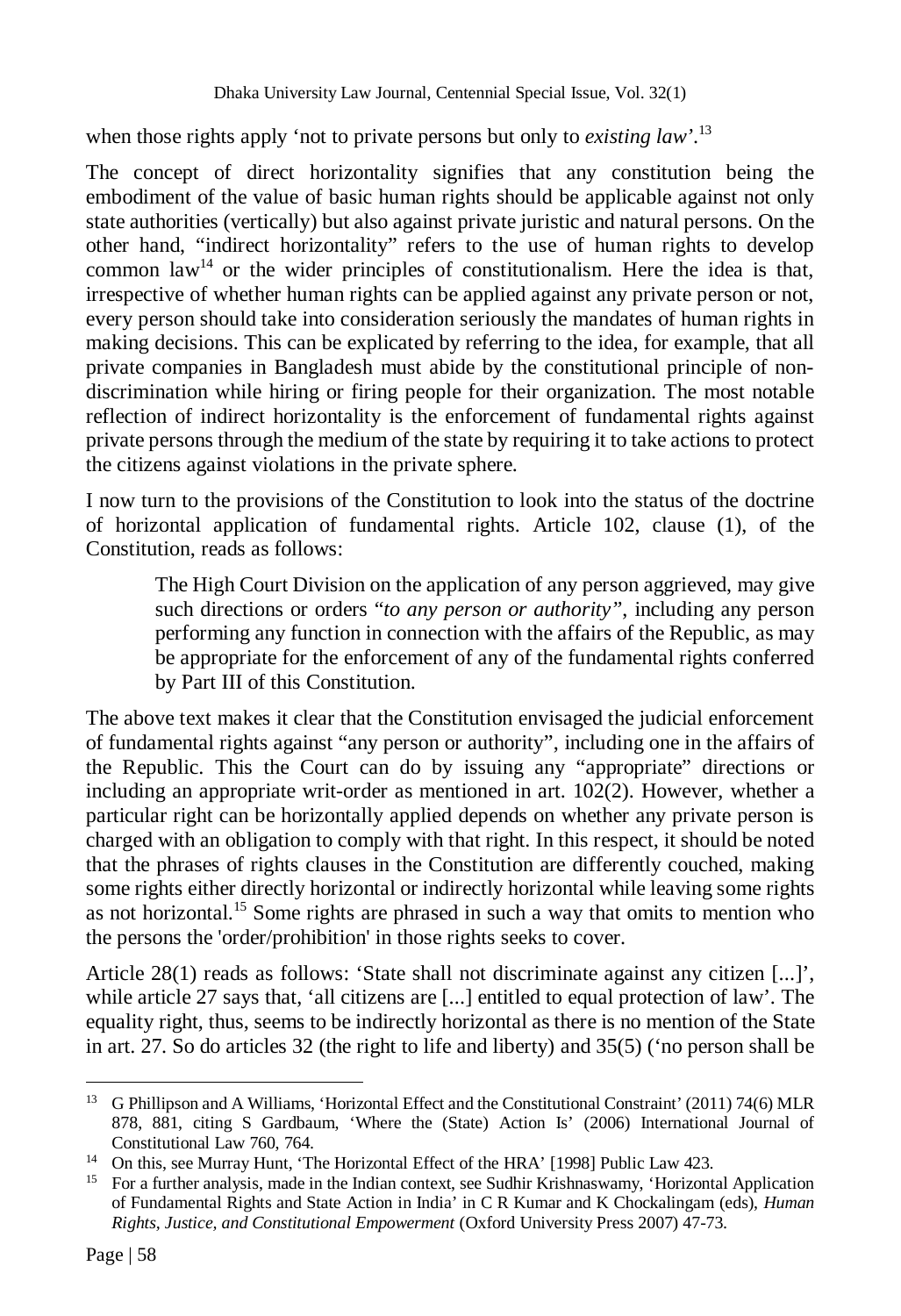when those rights apply 'not to private persons but only to *existing law*'.[13]

The concept of direct horizontality signifies that any constitution being the embodiment of the value of basic human rights should be applicable against not only state authorities (vertically) but also against private juristic and natural persons. On the other hand, "indirect horizontality" refers to the use of human rights to develop common law[14] or the wider principles of constitutionalism. Here the idea is that, irrespective of whether human rights can be applied against any private person or not, every person should take into consideration seriously the mandates of human rights in making decisions. This can be explicated by referring to the idea, for example, that all private companies in Bangladesh must abide by the constitutional principle of non-discrimination while hiring or firing people for their organization. The most notable reflection of indirect horizontality is the enforcement of fundamental rights against private persons through the medium of the state by requiring it to take actions to protect the citizens against violations in the private sphere.

I now turn to the provisions of the Constitution to look into the status of the doctrine of horizontal application of fundamental rights. Article 102, clause (1), of the Constitution, reads as follows:

> The High Court Division on the application of any person aggrieved, may give such directions or orders "*to any person or authority*", including any person performing any function in connection with the affairs of the Republic, as may be appropriate for the enforcement of any of the fundamental rights conferred by Part III of this Constitution.

The above text makes it clear that the Constitution envisaged the judicial enforcement of fundamental rights against "any person or authority", including one in the affairs of the Republic. This the Court can do by issuing any "appropriate" directions or including an appropriate writ-order as mentioned in art. 102(2). However, whether a particular right can be horizontally applied depends on whether any private person is charged with an obligation to comply with that right. In this respect, it should be noted that the phrases of rights clauses in the Constitution are differently couched, making some rights either directly horizontal or indirectly horizontal while leaving some rights as not horizontal.[15] Some rights are phrased in such a way that omits to mention who the persons the 'order/prohibition' in those rights seeks to cover.

Article 28(1) reads as follows: 'State shall not discriminate against any citizen [...]', while article 27 says that, 'all citizens are [...] entitled to equal protection of law'. The equality right, thus, seems to be indirectly horizontal as there is no mention of the State in art. 27. So do articles 32 (the right to life and liberty) and 35(5) ('no person shall be

---

[13] G Phillipson and A Williams, 'Horizontal Effect and the Constitutional Constraint' (2011) 74(6) MLR 878, 881, citing S Gardbaum, 'Where the (State) Action Is' (2006) International Journal of Constitutional Law 760, 764.

[14] On this, see Murray Hunt, 'The Horizontal Effect of the HRA' [1998] Public Law 423.

[15] For a further analysis, made in the Indian context, see Sudhir Krishnaswamy, 'Horizontal Application of Fundamental Rights and State Action in India' in C R Kumar and K Chockalingam (eds), *Human Rights, Justice, and Constitutional Empowerment* (Oxford University Press 2007) 47-73.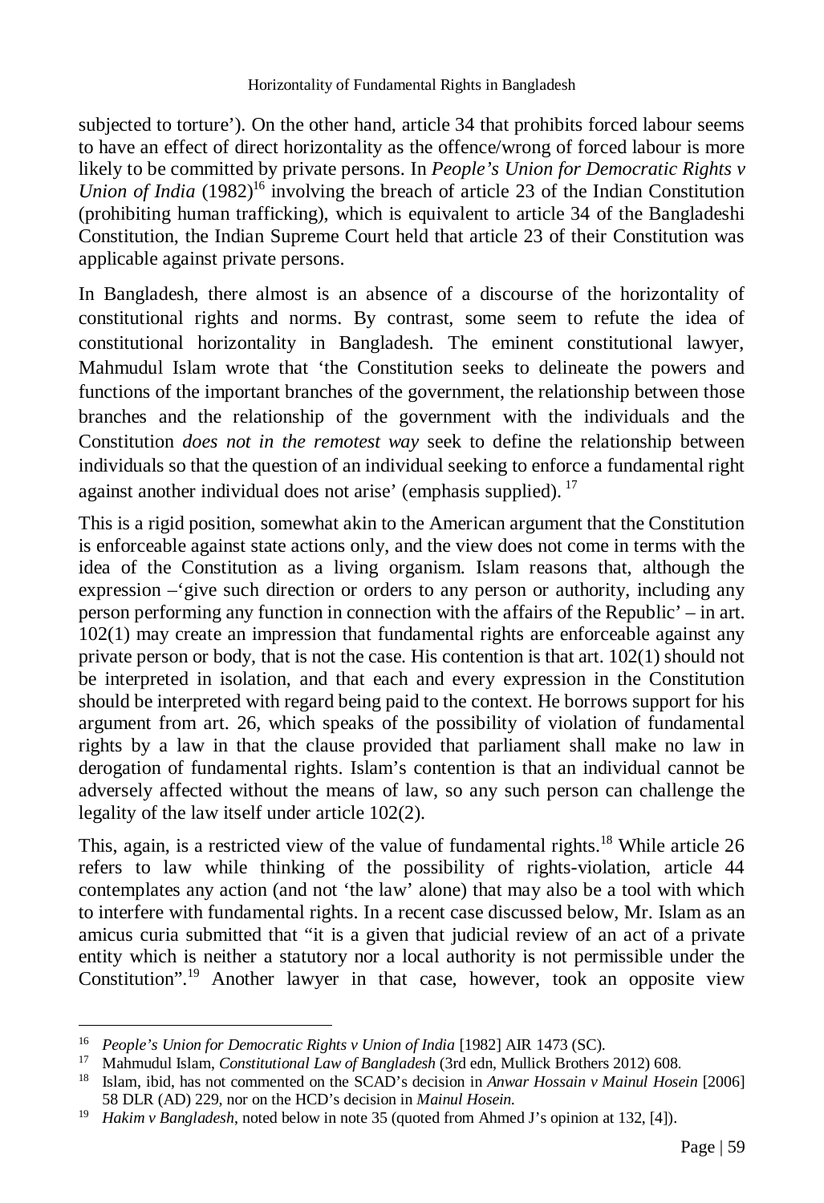subjected to torture'). On the other hand, article 34 that prohibits forced labour seems to have an effect of direct horizontality as the offence/wrong of forced labour is more likely to be committed by private persons. In *People's Union for Democratic Rights v Union of India* (1982)[16] involving the breach of article 23 of the Indian Constitution (prohibiting human trafficking), which is equivalent to article 34 of the Bangladeshi Constitution, the Indian Supreme Court held that article 23 of their Constitution was applicable against private persons.

In Bangladesh, there almost is an absence of a discourse of the horizontality of constitutional rights and norms. By contrast, some seem to refute the idea of constitutional horizontality in Bangladesh. The eminent constitutional lawyer, Mahmudul Islam wrote that 'the Constitution seeks to delineate the powers and functions of the important branches of the government, the relationship between those branches and the relationship of the government with the individuals and the Constitution *does not in the remotest way* seek to define the relationship between individuals so that the question of an individual seeking to enforce a fundamental right against another individual does not arise' (emphasis supplied).[17]

This is a rigid position, somewhat akin to the American argument that the Constitution is enforceable against state actions only, and the view does not come in terms with the idea of the Constitution as a living organism. Islam reasons that, although the expression –'give such direction or orders to any person or authority, including any person performing any function in connection with the affairs of the Republic' – in art. 102(1) may create an impression that fundamental rights are enforceable against any private person or body, that is not the case. His contention is that art. 102(1) should not be interpreted in isolation, and that each and every expression in the Constitution should be interpreted with regard being paid to the context. He borrows support for his argument from art. 26, which speaks of the possibility of violation of fundamental rights by a law in that the clause provided that parliament shall make no law in derogation of fundamental rights. Islam's contention is that an individual cannot be adversely affected without the means of law, so any such person can challenge the legality of the law itself under article 102(2).

This, again, is a restricted view of the value of fundamental rights.[18] While article 26 refers to law while thinking of the possibility of rights-violation, article 44 contemplates any action (and not 'the law' alone) that may also be a tool with which to interfere with fundamental rights. In a recent case discussed below, Mr. Islam as an amicus curia submitted that "it is a given that judicial review of an act of a private entity which is neither a statutory nor a local authority is not permissible under the Constitution".[19] Another lawyer in that case, however, took an opposite view

---

[16] *People's Union for Democratic Rights v Union of India* [1982] AIR 1473 (SC).

[17] Mahmudul Islam, *Constitutional Law of Bangladesh* (3rd edn, Mullick Brothers 2012) 608.

[18] Islam, ibid, has not commented on the SCAD's decision in *Anwar Hossain v Mainul Hosein* [2006] 58 DLR (AD) 229, nor on the HCD's decision in *Mainul Hosein*.

[19] *Hakim v Bangladesh*, noted below in note 35 (quoted from Ahmed J's opinion at 132, [4]).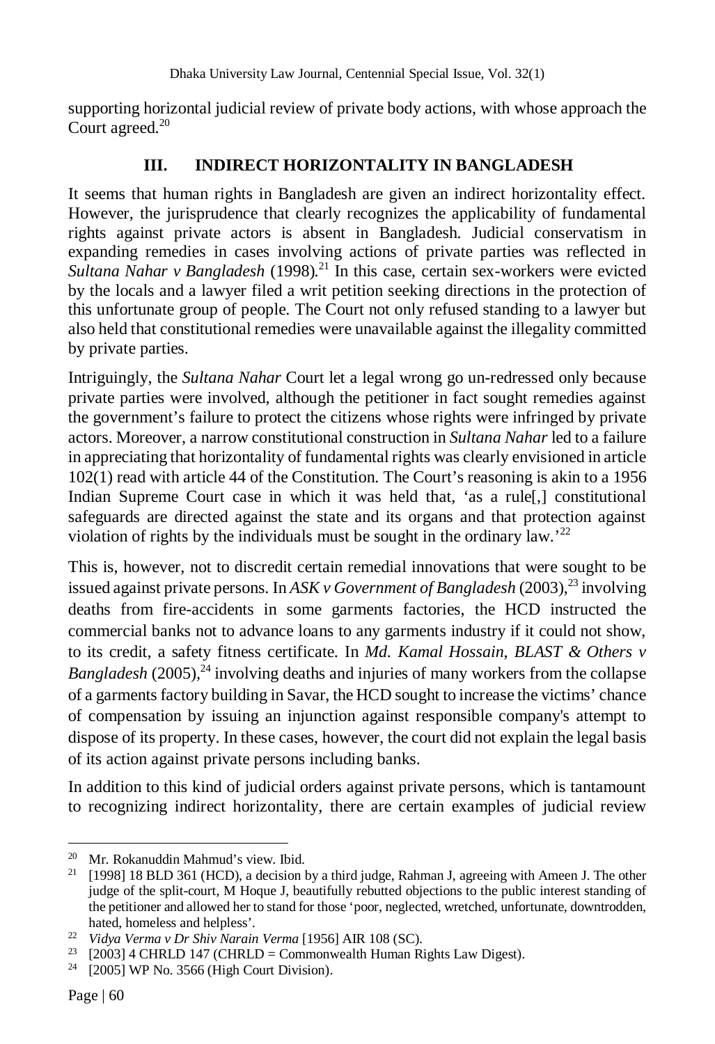supporting horizontal judicial review of private body actions, with whose approach the Court agreed.[20]

## III. INDIRECT HORIZONTALITY IN BANGLADESH

It seems that human rights in Bangladesh are given an indirect horizontality effect. However, the jurisprudence that clearly recognizes the applicability of fundamental rights against private actors is absent in Bangladesh. Judicial conservatism in expanding remedies in cases involving actions of private parties was reflected in *Sultana Nahar v Bangladesh* (1998).[21] In this case, certain sex-workers were evicted by the locals and a lawyer filed a writ petition seeking directions in the protection of this unfortunate group of people. The Court not only refused standing to a lawyer but also held that constitutional remedies were unavailable against the illegality committed by private parties.

Intriguingly, the *Sultana Nahar* Court let a legal wrong go un-redressed only because private parties were involved, although the petitioner in fact sought remedies against the government's failure to protect the citizens whose rights were infringed by private actors. Moreover, a narrow constitutional construction in *Sultana Nahar* led to a failure in appreciating that horizontality of fundamental rights was clearly envisioned in article 102(1) read with article 44 of the Constitution. The Court's reasoning is akin to a 1956 Indian Supreme Court case in which it was held that, 'as a rule[,] constitutional safeguards are directed against the state and its organs and that protection against violation of rights by the individuals must be sought in the ordinary law.'[22]

This is, however, not to discredit certain remedial innovations that were sought to be issued against private persons. In *ASK v Government of Bangladesh* (2003),[23] involving deaths from fire-accidents in some garments factories, the HCD instructed the commercial banks not to advance loans to any garments industry if it could not show, to its credit, a safety fitness certificate. In *Md. Kamal Hossain, BLAST & Others v Bangladesh* (2005),[24] involving deaths and injuries of many workers from the collapse of a garments factory building in Savar, the HCD sought to increase the victims' chance of compensation by issuing an injunction against responsible company's attempt to dispose of its property. In these cases, however, the court did not explain the legal basis of its action against private persons including banks.

In addition to this kind of judicial orders against private persons, which is tantamount to recognizing indirect horizontality, there are certain examples of judicial review

---

[20] Mr. Rokanuddin Mahmud's view. Ibid.

[21] [1998] 18 BLD 361 (HCD), a decision by a third judge, Rahman J, agreeing with Ameen J. The other judge of the split-court, M Hoque J, beautifully rebutted objections to the public interest standing of the petitioner and allowed her to stand for those 'poor, neglected, wretched, unfortunate, downtrodden, hated, homeless and helpless'.

[22] *Vidya Verma v Dr Shiv Narain Verma* [1956] AIR 108 (SC).

[23] [2003] 4 CHRLD 147 (CHRLD = Commonwealth Human Rights Law Digest).

[24] [2005] WP No. 3566 (High Court Division).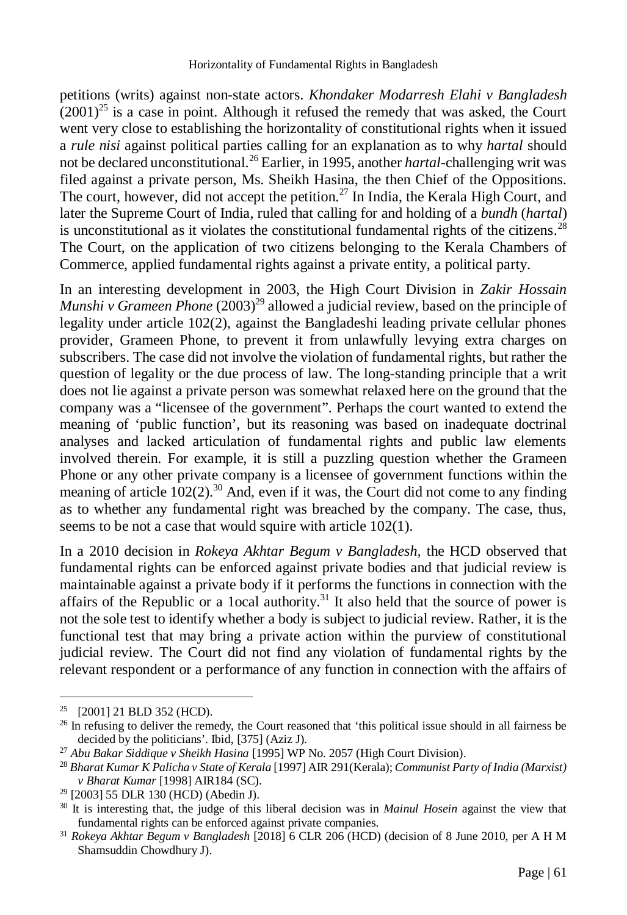petitions (writs) against non-state actors. *Khondaker Modarresh Elahi v Bangladesh* (2001)[25] is a case in point. Although it refused the remedy that was asked, the Court went very close to establishing the horizontality of constitutional rights when it issued a *rule nisi* against political parties calling for an explanation as to why *hartal* should not be declared unconstitutional.[26] Earlier, in 1995, another *hartal*-challenging writ was filed against a private person, Ms. Sheikh Hasina, the then Chief of the Oppositions. The court, however, did not accept the petition.[27] In India, the Kerala High Court, and later the Supreme Court of India, ruled that calling for and holding of a *bundh* (*hartal*) is unconstitutional as it violates the constitutional fundamental rights of the citizens.[28] The Court, on the application of two citizens belonging to the Kerala Chambers of Commerce, applied fundamental rights against a private entity, a political party.

In an interesting development in 2003, the High Court Division in *Zakir Hossain Munshi v Grameen Phone* (2003)[29] allowed a judicial review, based on the principle of legality under article 102(2), against the Bangladeshi leading private cellular phones provider, Grameen Phone, to prevent it from unlawfully levying extra charges on subscribers. The case did not involve the violation of fundamental rights, but rather the question of legality or the due process of law. The long-standing principle that a writ does not lie against a private person was somewhat relaxed here on the ground that the company was a "licensee of the government". Perhaps the court wanted to extend the meaning of 'public function', but its reasoning was based on inadequate doctrinal analyses and lacked articulation of fundamental rights and public law elements involved therein. For example, it is still a puzzling question whether the Grameen Phone or any other private company is a licensee of government functions within the meaning of article 102(2).[30] And, even if it was, the Court did not come to any finding as to whether any fundamental right was breached by the company. The case, thus, seems to be not a case that would squire with article 102(1).

In a 2010 decision in *Rokeya Akhtar Begum v Bangladesh,* the HCD observed that fundamental rights can be enforced against private bodies and that judicial review is maintainable against a private body if it performs the functions in connection with the affairs of the Republic or a 1ocal authority.[31] It also held that the source of power is not the sole test to identify whether a body is subject to judicial review. Rather, it is the functional test that may bring a private action within the purview of constitutional judicial review. The Court did not find any violation of fundamental rights by the relevant respondent or a performance of any function in connection with the affairs of

---

[25] [2001] 21 BLD 352 (HCD).

[26] In refusing to deliver the remedy, the Court reasoned that 'this political issue should in all fairness be decided by the politicians'. Ibid, [375] (Aziz J).

[27] *Abu Bakar Siddique v Sheikh Hasina* [1995] WP No. 2057 (High Court Division).

[28] *Bharat Kumar K Palicha v State of Kerala* [1997] AIR 291(Kerala); *Communist Party of India (Marxist) v Bharat Kumar* [1998] AIR184 (SC).

[29] [2003] 55 DLR 130 (HCD) (Abedin J).

[30] It is interesting that, the judge of this liberal decision was in *Mainul Hosein* against the view that fundamental rights can be enforced against private companies.

[31] *Rokeya Akhtar Begum v Bangladesh* [2018] 6 CLR 206 (HCD) (decision of 8 June 2010, per A H M Shamsuddin Chowdhury J).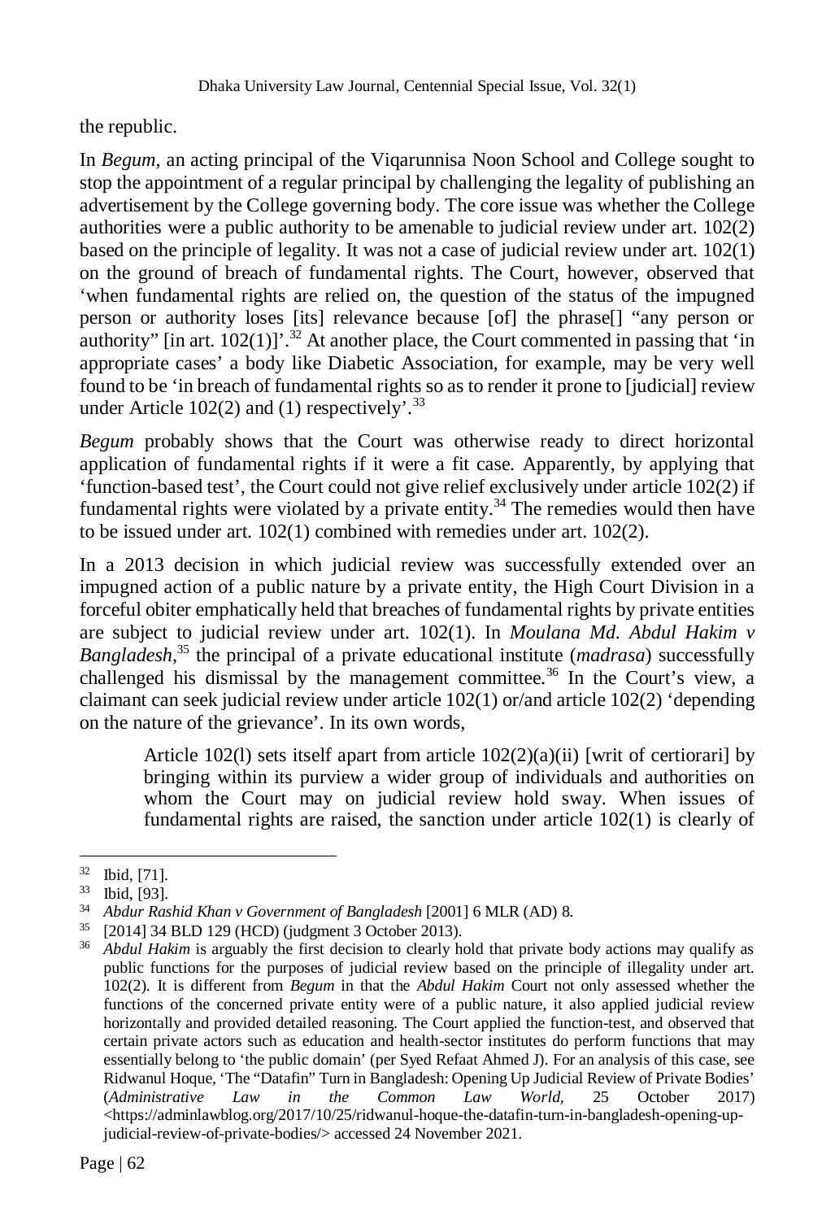the republic.

In *Begum,* an acting principal of the Viqarunnisa Noon School and College sought to stop the appointment of a regular principal by challenging the legality of publishing an advertisement by the College governing body. The core issue was whether the College authorities were a public authority to be amenable to judicial review under art. 102(2) based on the principle of legality. It was not a case of judicial review under art. 102(1) on the ground of breach of fundamental rights. The Court, however, observed that 'when fundamental rights are relied on, the question of the status of the impugned person or authority loses [its] relevance because [of] the phrase[] "any person or authority" [in art. 102(1)]'.[32] At another place, the Court commented in passing that 'in appropriate cases' a body like Diabetic Association, for example, may be very well found to be 'in breach of fundamental rights so as to render it prone to [judicial] review under Article 102(2) and (1) respectively'.[33]

*Begum* probably shows that the Court was otherwise ready to direct horizontal application of fundamental rights if it were a fit case. Apparently, by applying that 'function-based test', the Court could not give relief exclusively under article 102(2) if fundamental rights were violated by a private entity.[34] The remedies would then have to be issued under art. 102(1) combined with remedies under art. 102(2).

In a 2013 decision in which judicial review was successfully extended over an impugned action of a public nature by a private entity, the High Court Division in a forceful obiter emphatically held that breaches of fundamental rights by private entities are subject to judicial review under art. 102(1). In *Moulana Md. Abdul Hakim v Bangladesh*,[35] the principal of a private educational institute (*madrasa*) successfully challenged his dismissal by the management committee.[36] In the Court's view, a claimant can seek judicial review under article 102(1) or/and article 102(2) 'depending on the nature of the grievance'. In its own words,

> Article 102(l) sets itself apart from article 102(2)(a)(ii) [writ of certiorari] by bringing within its purview a wider group of individuals and authorities on whom the Court may on judicial review hold sway. When issues of fundamental rights are raised, the sanction under article 102(1) is clearly of

---

[32] Ibid, [71].

[33] Ibid, [93].

[34] *Abdur Rashid Khan v Government of Bangladesh* [2001] 6 MLR (AD) 8.

[35] [2014] 34 BLD 129 (HCD) (judgment 3 October 2013).

[36] *Abdul Hakim* is arguably the first decision to clearly hold that private body actions may qualify as public functions for the purposes of judicial review based on the principle of illegality under art. 102(2). It is different from *Begum* in that the *Abdul Hakim* Court not only assessed whether the functions of the concerned private entity were of a public nature, it also applied judicial review horizontally and provided detailed reasoning. The Court applied the function-test, and observed that certain private actors such as education and health-sector institutes do perform functions that may essentially belong to 'the public domain' (per Syed Refaat Ahmed J). For an analysis of this case, see Ridwanul Hoque, 'The "Datafin" Turn in Bangladesh: Opening Up Judicial Review of Private Bodies' (*Administrative Law in the Common Law World*, 25 October 2017) <https://adminlawblog.org/2017/10/25/ridwanul-hoque-the-datafin-turn-in-bangladesh-opening-up-judicial-review-of-private-bodies/> accessed 24 November 2021.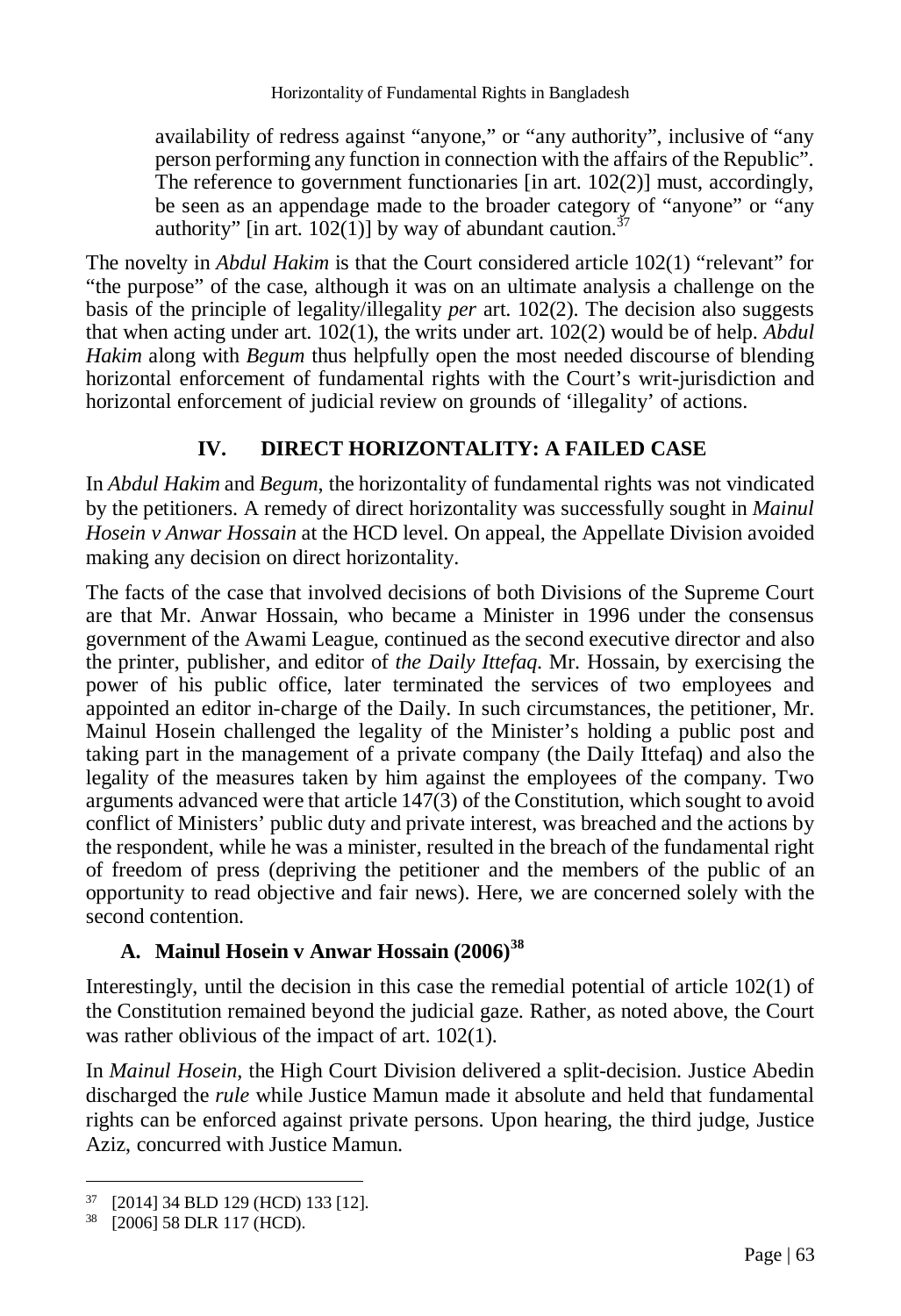> availability of redress against "anyone," or "any authority", inclusive of "any person performing any function in connection with the affairs of the Republic". The reference to government functionaries [in art. 102(2)] must, accordingly, be seen as an appendage made to the broader category of "anyone" or "any authority" [in art. 102(1)] by way of abundant caution.[37]

The novelty in *Abdul Hakim* is that the Court considered article 102(1) "relevant" for "the purpose" of the case, although it was on an ultimate analysis a challenge on the basis of the principle of legality/illegality *per* art. 102(2). The decision also suggests that when acting under art. 102(1), the writs under art. 102(2) would be of help. *Abdul Hakim* along with *Begum* thus helpfully open the most needed discourse of blending horizontal enforcement of fundamental rights with the Court's writ-jurisdiction and horizontal enforcement of judicial review on grounds of 'illegality' of actions.

## IV. DIRECT HORIZONTALITY: A FAILED CASE

In *Abdul Hakim* and *Begum*, the horizontality of fundamental rights was not vindicated by the petitioners. A remedy of direct horizontality was successfully sought in *Mainul Hosein v Anwar Hossain* at the HCD level. On appeal, the Appellate Division avoided making any decision on direct horizontality.

The facts of the case that involved decisions of both Divisions of the Supreme Court are that Mr. Anwar Hossain, who became a Minister in 1996 under the consensus government of the Awami League, continued as the second executive director and also the printer, publisher, and editor of *the Daily Ittefaq*. Mr. Hossain, by exercising the power of his public office, later terminated the services of two employees and appointed an editor in-charge of the Daily. In such circumstances, the petitioner, Mr. Mainul Hosein challenged the legality of the Minister's holding a public post and taking part in the management of a private company (the Daily Ittefaq) and also the legality of the measures taken by him against the employees of the company. Two arguments advanced were that article 147(3) of the Constitution, which sought to avoid conflict of Ministers' public duty and private interest, was breached and the actions by the respondent, while he was a minister, resulted in the breach of the fundamental right of freedom of press (depriving the petitioner and the members of the public of an opportunity to read objective and fair news). Here, we are concerned solely with the second contention.

### A. Mainul Hosein v Anwar Hossain (2006)[38]

Interestingly, until the decision in this case the remedial potential of article 102(1) of the Constitution remained beyond the judicial gaze. Rather, as noted above, the Court was rather oblivious of the impact of art. 102(1).

In *Mainul Hosein*, the High Court Division delivered a split-decision. Justice Abedin discharged the *rule* while Justice Mamun made it absolute and held that fundamental rights can be enforced against private persons. Upon hearing, the third judge, Justice Aziz, concurred with Justice Mamun.

---

[37] [2014] 34 BLD 129 (HCD) 133 [12].

[38] [2006] 58 DLR 117 (HCD).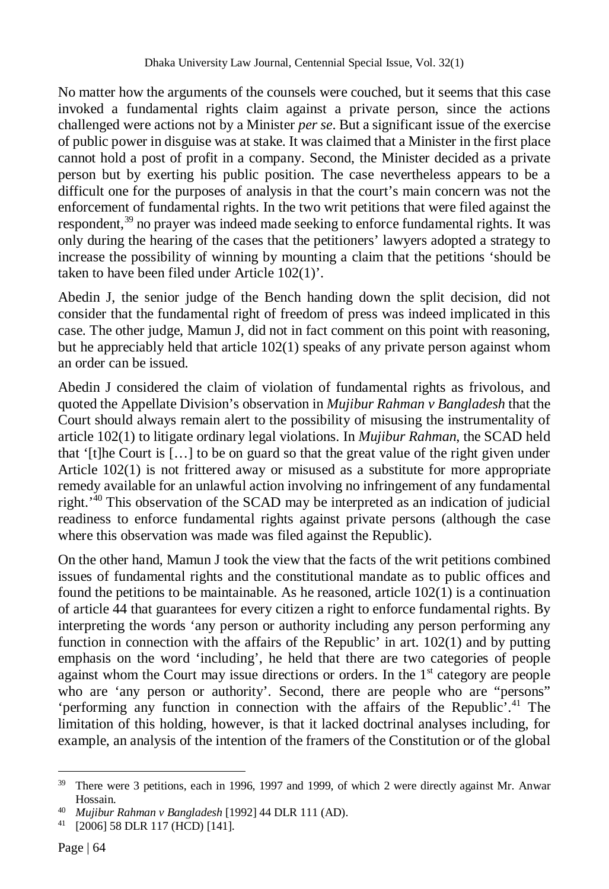No matter how the arguments of the counsels were couched, but it seems that this case invoked a fundamental rights claim against a private person, since the actions challenged were actions not by a Minister *per se*. But a significant issue of the exercise of public power in disguise was at stake. It was claimed that a Minister in the first place cannot hold a post of profit in a company. Second, the Minister decided as a private person but by exerting his public position. The case nevertheless appears to be a difficult one for the purposes of analysis in that the court's main concern was not the enforcement of fundamental rights. In the two writ petitions that were filed against the respondent,[39] no prayer was indeed made seeking to enforce fundamental rights. It was only during the hearing of the cases that the petitioners' lawyers adopted a strategy to increase the possibility of winning by mounting a claim that the petitions 'should be taken to have been filed under Article 102(1)'.

Abedin J, the senior judge of the Bench handing down the split decision, did not consider that the fundamental right of freedom of press was indeed implicated in this case. The other judge, Mamun J, did not in fact comment on this point with reasoning, but he appreciably held that article 102(1) speaks of any private person against whom an order can be issued.

Abedin J considered the claim of violation of fundamental rights as frivolous, and quoted the Appellate Division's observation in *Mujibur Rahman v Bangladesh* that the Court should always remain alert to the possibility of misusing the instrumentality of article 102(1) to litigate ordinary legal violations. In *Mujibur Rahman*, the SCAD held that '[t]he Court is […] to be on guard so that the great value of the right given under Article 102(1) is not frittered away or misused as a substitute for more appropriate remedy available for an unlawful action involving no infringement of any fundamental right.'[40] This observation of the SCAD may be interpreted as an indication of judicial readiness to enforce fundamental rights against private persons (although the case where this observation was made was filed against the Republic).

On the other hand, Mamun J took the view that the facts of the writ petitions combined issues of fundamental rights and the constitutional mandate as to public offices and found the petitions to be maintainable. As he reasoned, article 102(1) is a continuation of article 44 that guarantees for every citizen a right to enforce fundamental rights. By interpreting the words 'any person or authority including any person performing any function in connection with the affairs of the Republic' in art. 102(1) and by putting emphasis on the word 'including', he held that there are two categories of people against whom the Court may issue directions or orders. In the 1st category are people who are 'any person or authority'. Second, there are people who are "persons" 'performing any function in connection with the affairs of the Republic'.[41] The limitation of this holding, however, is that it lacked doctrinal analyses including, for example, an analysis of the intention of the framers of the Constitution or of the global

---

[39] There were 3 petitions, each in 1996, 1997 and 1999, of which 2 were directly against Mr. Anwar Hossain.

[40] *Mujibur Rahman v Bangladesh* [1992] 44 DLR 111 (AD).

[41] [2006] 58 DLR 117 (HCD) [141].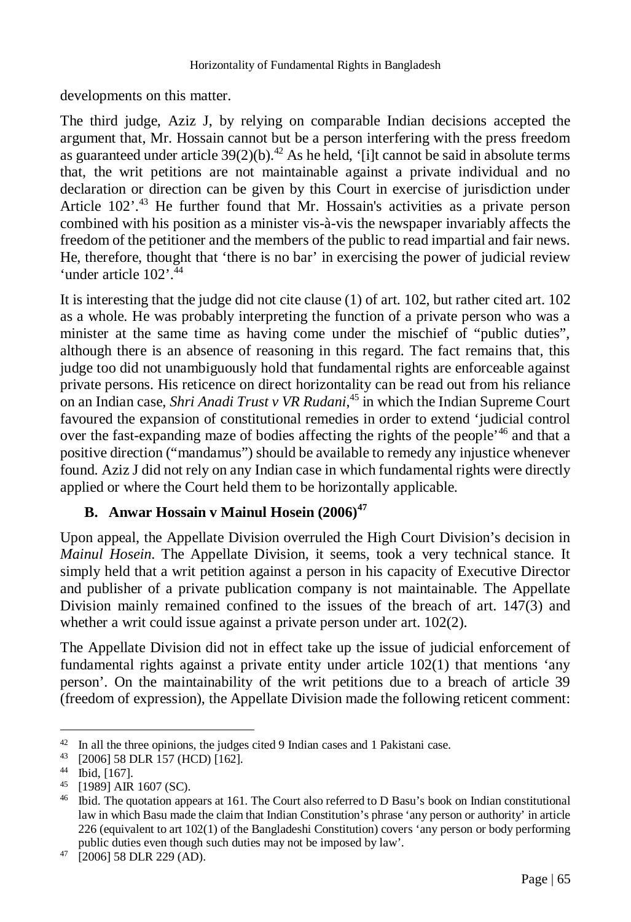developments on this matter.

The third judge, Aziz J, by relying on comparable Indian decisions accepted the argument that, Mr. Hossain cannot but be a person interfering with the press freedom as guaranteed under article 39(2)(b).[42] As he held, '[i]t cannot be said in absolute terms that, the writ petitions are not maintainable against a private individual and no declaration or direction can be given by this Court in exercise of jurisdiction under Article 102'.[43] He further found that Mr. Hossain's activities as a private person combined with his position as a minister vis-à-vis the newspaper invariably affects the freedom of the petitioner and the members of the public to read impartial and fair news. He, therefore, thought that 'there is no bar' in exercising the power of judicial review 'under article 102'.[44]

It is interesting that the judge did not cite clause (1) of art. 102, but rather cited art. 102 as a whole. He was probably interpreting the function of a private person who was a minister at the same time as having come under the mischief of "public duties", although there is an absence of reasoning in this regard. The fact remains that, this judge too did not unambiguously hold that fundamental rights are enforceable against private persons. His reticence on direct horizontality can be read out from his reliance on an Indian case, *Shri Anadi Trust v VR Rudani*,[45] in which the Indian Supreme Court favoured the expansion of constitutional remedies in order to extend 'judicial control over the fast-expanding maze of bodies affecting the rights of the people'[46] and that a positive direction ("mandamus") should be available to remedy any injustice whenever found. Aziz J did not rely on any Indian case in which fundamental rights were directly applied or where the Court held them to be horizontally applicable.

### B. Anwar Hossain v Mainul Hosein (2006)[47]

Upon appeal, the Appellate Division overruled the High Court Division's decision in *Mainul Hosein*. The Appellate Division, it seems, took a very technical stance. It simply held that a writ petition against a person in his capacity of Executive Director and publisher of a private publication company is not maintainable. The Appellate Division mainly remained confined to the issues of the breach of art. 147(3) and whether a writ could issue against a private person under art. 102(2).

The Appellate Division did not in effect take up the issue of judicial enforcement of fundamental rights against a private entity under article 102(1) that mentions 'any person'. On the maintainability of the writ petitions due to a breach of article 39 (freedom of expression), the Appellate Division made the following reticent comment:

---

[42] In all the three opinions, the judges cited 9 Indian cases and 1 Pakistani case.

[43] [2006] 58 DLR 157 (HCD) [162].

[44] Ibid, [167].

[45] [1989] AIR 1607 (SC).

[46] Ibid. The quotation appears at 161. The Court also referred to D Basu's book on Indian constitutional law in which Basu made the claim that Indian Constitution's phrase 'any person or authority' in article 226 (equivalent to art 102(1) of the Bangladeshi Constitution) covers 'any person or body performing public duties even though such duties may not be imposed by law'.

[47] [2006] 58 DLR 229 (AD).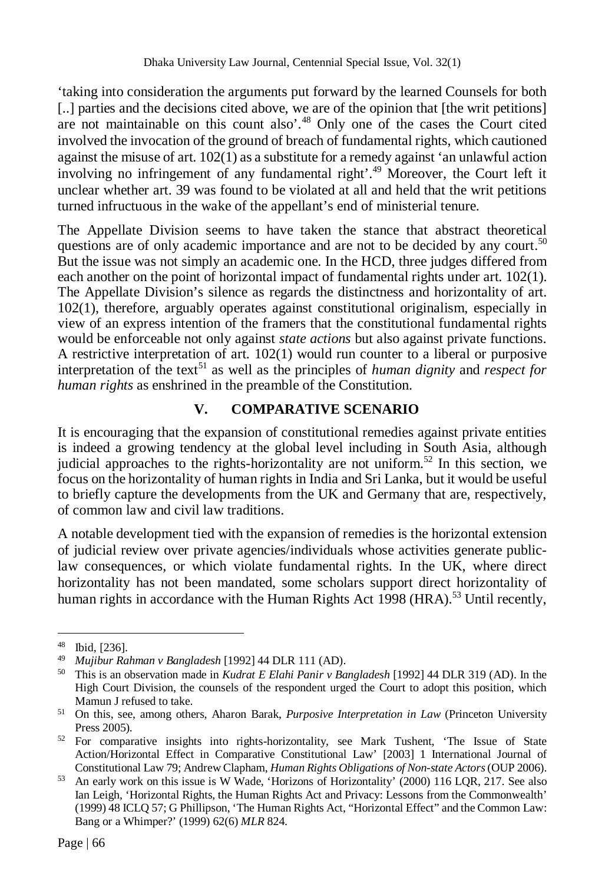'taking into consideration the arguments put forward by the learned Counsels for both [..] parties and the decisions cited above, we are of the opinion that [the writ petitions] are not maintainable on this count also'.[48] Only one of the cases the Court cited involved the invocation of the ground of breach of fundamental rights, which cautioned against the misuse of art. 102(1) as a substitute for a remedy against 'an unlawful action involving no infringement of any fundamental right'.[49] Moreover, the Court left it unclear whether art. 39 was found to be violated at all and held that the writ petitions turned infructuous in the wake of the appellant's end of ministerial tenure.

The Appellate Division seems to have taken the stance that abstract theoretical questions are of only academic importance and are not to be decided by any court.[50] But the issue was not simply an academic one. In the HCD, three judges differed from each another on the point of horizontal impact of fundamental rights under art. 102(1). The Appellate Division's silence as regards the distinctness and horizontality of art. 102(1), therefore, arguably operates against constitutional originalism, especially in view of an express intention of the framers that the constitutional fundamental rights would be enforceable not only against *state actions* but also against private functions. A restrictive interpretation of art. 102(1) would run counter to a liberal or purposive interpretation of the text[51] as well as the principles of *human dignity* and *respect for human rights* as enshrined in the preamble of the Constitution.

## V. COMPARATIVE SCENARIO

It is encouraging that the expansion of constitutional remedies against private entities is indeed a growing tendency at the global level including in South Asia, although judicial approaches to the rights-horizontality are not uniform.[52] In this section, we focus on the horizontality of human rights in India and Sri Lanka, but it would be useful to briefly capture the developments from the UK and Germany that are, respectively, of common law and civil law traditions.

A notable development tied with the expansion of remedies is the horizontal extension of judicial review over private agencies/individuals whose activities generate public-law consequences, or which violate fundamental rights. In the UK, where direct horizontality has not been mandated, some scholars support direct horizontality of human rights in accordance with the Human Rights Act 1998 (HRA).[53] Until recently,

---

[48] Ibid, [236].

[49] *Mujibur Rahman v Bangladesh* [1992] 44 DLR 111 (AD).

[50] This is an observation made in *Kudrat E Elahi Panir v Bangladesh* [1992] 44 DLR 319 (AD). In the High Court Division, the counsels of the respondent urged the Court to adopt this position, which Mamun J refused to take.

[51] On this, see, among others, Aharon Barak, *Purposive Interpretation in Law* (Princeton University Press 2005).

[52] For comparative insights into rights-horizontality, see Mark Tushent, 'The Issue of State Action/Horizontal Effect in Comparative Constitutional Law' [2003] 1 International Journal of Constitutional Law 79; Andrew Clapham, *Human Rights Obligations of Non-state Actors* (OUP 2006).

[53] An early work on this issue is W Wade, 'Horizons of Horizontality' (2000) 116 LQR, 217. See also Ian Leigh, 'Horizontal Rights, the Human Rights Act and Privacy: Lessons from the Commonwealth' (1999) 48 ICLQ 57; G Phillipson, 'The Human Rights Act, "Horizontal Effect" and the Common Law: Bang or a Whimper?' (1999) 62(6) *MLR* 824.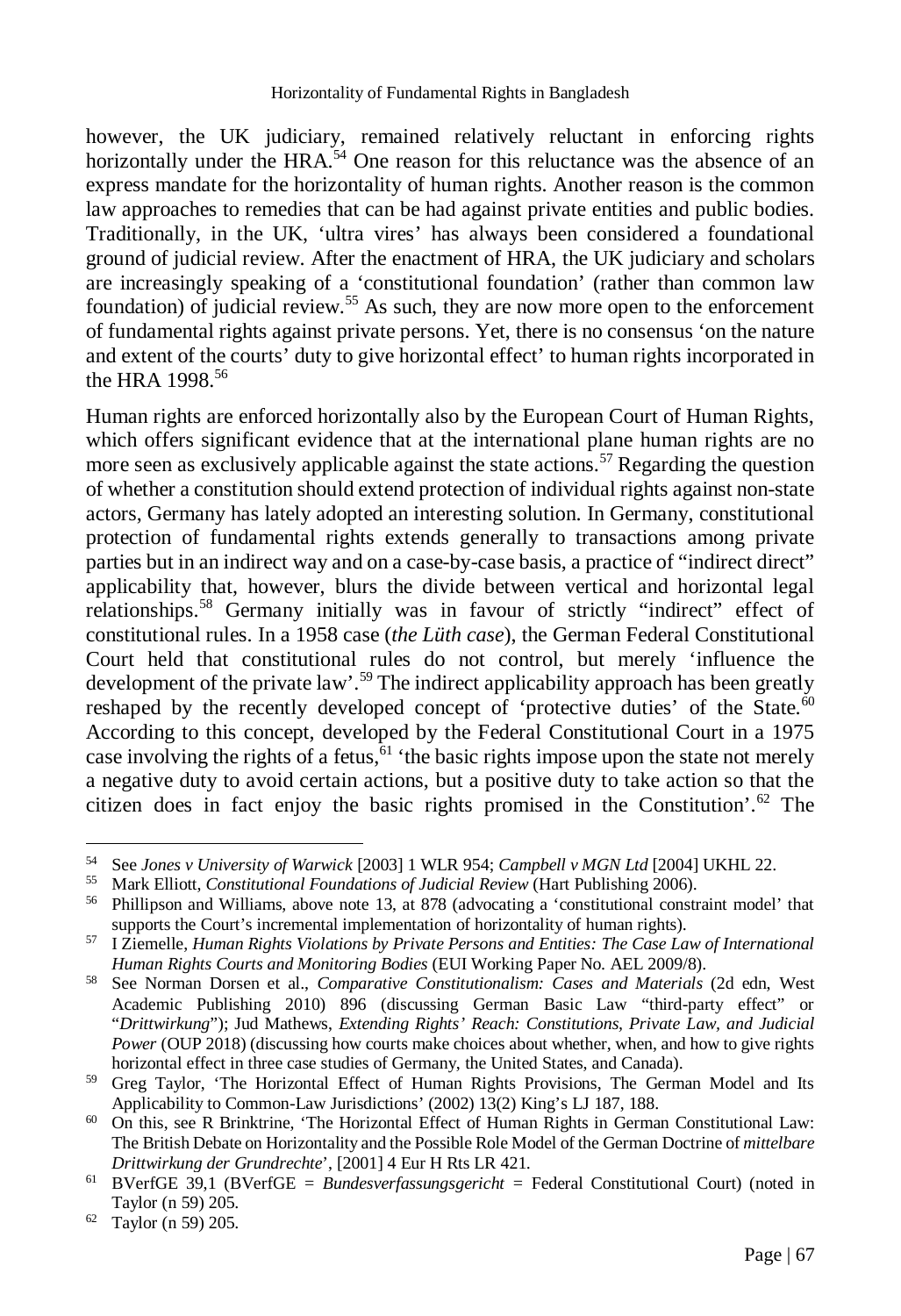however, the UK judiciary, remained relatively reluctant in enforcing rights horizontally under the HRA.[54] One reason for this reluctance was the absence of an express mandate for the horizontality of human rights. Another reason is the common law approaches to remedies that can be had against private entities and public bodies. Traditionally, in the UK, 'ultra vires' has always been considered a foundational ground of judicial review. After the enactment of HRA, the UK judiciary and scholars are increasingly speaking of a 'constitutional foundation' (rather than common law foundation) of judicial review.[55] As such, they are now more open to the enforcement of fundamental rights against private persons. Yet, there is no consensus 'on the nature and extent of the courts' duty to give horizontal effect' to human rights incorporated in the HRA 1998.[56]

Human rights are enforced horizontally also by the European Court of Human Rights, which offers significant evidence that at the international plane human rights are no more seen as exclusively applicable against the state actions.[57] Regarding the question of whether a constitution should extend protection of individual rights against non-state actors, Germany has lately adopted an interesting solution. In Germany, constitutional protection of fundamental rights extends generally to transactions among private parties but in an indirect way and on a case-by-case basis, a practice of "indirect direct" applicability that, however, blurs the divide between vertical and horizontal legal relationships.[58] Germany initially was in favour of strictly "indirect" effect of constitutional rules. In a 1958 case (*the Lüth case*), the German Federal Constitutional Court held that constitutional rules do not control, but merely 'influence the development of the private law'.[59] The indirect applicability approach has been greatly reshaped by the recently developed concept of 'protective duties' of the State.[60] According to this concept, developed by the Federal Constitutional Court in a 1975 case involving the rights of a fetus,[61] 'the basic rights impose upon the state not merely a negative duty to avoid certain actions, but a positive duty to take action so that the citizen does in fact enjoy the basic rights promised in the Constitution'.[62] The

---

[54] See *Jones v University of Warwick* [2003] 1 WLR 954; *Campbell v MGN Ltd* [2004] UKHL 22.

[55] Mark Elliott, *Constitutional Foundations of Judicial Review* (Hart Publishing 2006).

[56] Phillipson and Williams, above note 13, at 878 (advocating a 'constitutional constraint model' that supports the Court's incremental implementation of horizontality of human rights).

[57] I Ziemelle, *Human Rights Violations by Private Persons and Entities: The Case Law of International Human Rights Courts and Monitoring Bodies* (EUI Working Paper No. AEL 2009/8).

[58] See Norman Dorsen et al., *Comparative Constitutionalism: Cases and Materials* (2d edn, West Academic Publishing 2010) 896 (discussing German Basic Law "third-party effect" or "*Drittwirkung*"); Jud Mathews, *Extending Rights' Reach: Constitutions, Private Law, and Judicial Power* (OUP 2018) (discussing how courts make choices about whether, when, and how to give rights horizontal effect in three case studies of Germany, the United States, and Canada).

[59] Greg Taylor, 'The Horizontal Effect of Human Rights Provisions, The German Model and Its Applicability to Common-Law Jurisdictions' (2002) 13(2) King's LJ 187, 188.

[60] On this, see R Brinktrine, 'The Horizontal Effect of Human Rights in German Constitutional Law: The British Debate on Horizontality and the Possible Role Model of the German Doctrine of *mittelbare Drittwirkung der Grundrechte*', [2001] 4 Eur H Rts LR 421.

[61] BVerfGE 39,1 (BVerfGE = *Bundesverfassungsgericht* = Federal Constitutional Court) (noted in Taylor (n 59) 205.

[62] Taylor (n 59) 205.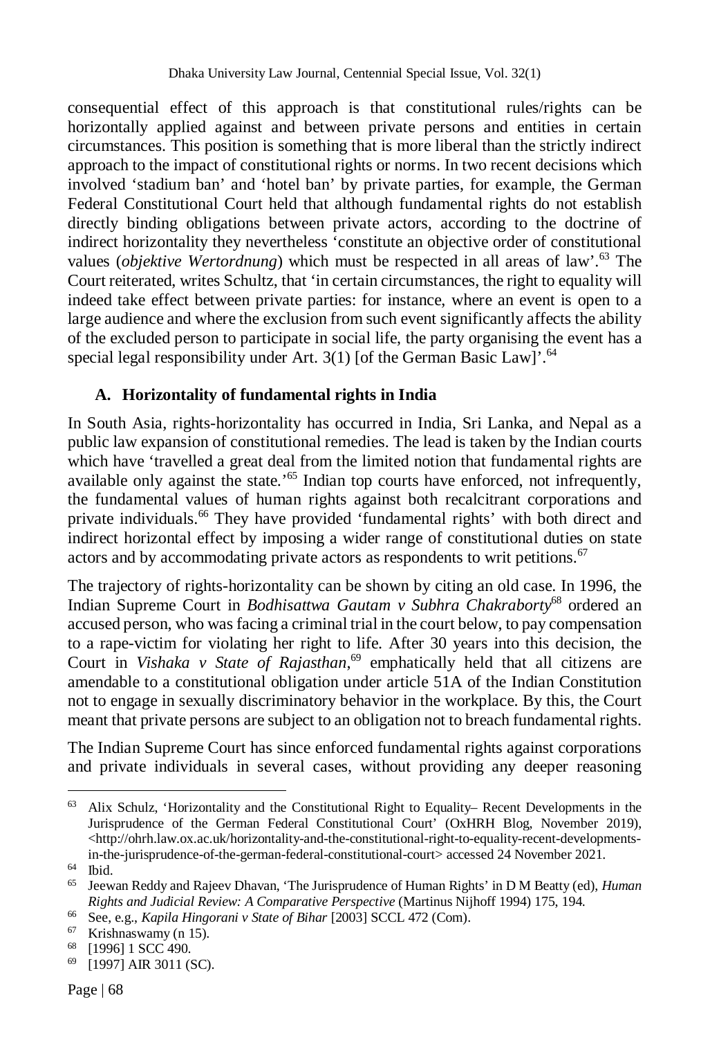consequential effect of this approach is that constitutional rules/rights can be horizontally applied against and between private persons and entities in certain circumstances. This position is something that is more liberal than the strictly indirect approach to the impact of constitutional rights or norms. In two recent decisions which involved 'stadium ban' and 'hotel ban' by private parties, for example, the German Federal Constitutional Court held that although fundamental rights do not establish directly binding obligations between private actors, according to the doctrine of indirect horizontality they nevertheless 'constitute an objective order of constitutional values (*objektive Wertordnung*) which must be respected in all areas of law'.[63] The Court reiterated, writes Schultz, that 'in certain circumstances, the right to equality will indeed take effect between private parties: for instance, where an event is open to a large audience and where the exclusion from such event significantly affects the ability of the excluded person to participate in social life, the party organising the event has a special legal responsibility under Art. 3(1) [of the German Basic Law]'.[64]

### A. Horizontality of fundamental rights in India

In South Asia, rights-horizontality has occurred in India, Sri Lanka, and Nepal as a public law expansion of constitutional remedies. The lead is taken by the Indian courts which have 'travelled a great deal from the limited notion that fundamental rights are available only against the state.'[65] Indian top courts have enforced, not infrequently, the fundamental values of human rights against both recalcitrant corporations and private individuals.[66] They have provided 'fundamental rights' with both direct and indirect horizontal effect by imposing a wider range of constitutional duties on state actors and by accommodating private actors as respondents to writ petitions.[67]

The trajectory of rights-horizontality can be shown by citing an old case. In 1996, the Indian Supreme Court in *Bodhisattwa Gautam v Subhra Chakraborty*[68] ordered an accused person, who was facing a criminal trial in the court below, to pay compensation to a rape-victim for violating her right to life. After 30 years into this decision, the Court in *Vishaka v State of Rajasthan*,[69] emphatically held that all citizens are amendable to a constitutional obligation under article 51A of the Indian Constitution not to engage in sexually discriminatory behavior in the workplace. By this, the Court meant that private persons are subject to an obligation not to breach fundamental rights.

The Indian Supreme Court has since enforced fundamental rights against corporations and private individuals in several cases, without providing any deeper reasoning

---

[63] Alix Schulz, 'Horizontality and the Constitutional Right to Equality– Recent Developments in the Jurisprudence of the German Federal Constitutional Court' (OxHRH Blog, November 2019), <http://ohrh.law.ox.ac.uk/horizontality-and-the-constitutional-right-to-equality-recent-developments-in-the-jurisprudence-of-the-german-federal-constitutional-court> accessed 24 November 2021.

[64] Ibid.

[65] Jeewan Reddy and Rajeev Dhavan, 'The Jurisprudence of Human Rights' in D M Beatty (ed), *Human Rights and Judicial Review: A Comparative Perspective* (Martinus Nijhoff 1994) 175, 194.

[66] See, e.g., *Kapila Hingorani v State of Bihar* [2003] SCCL 472 (Com).

[67] Krishnaswamy (n 15).

[68] [1996] 1 SCC 490.

[69] [1997] AIR 3011 (SC).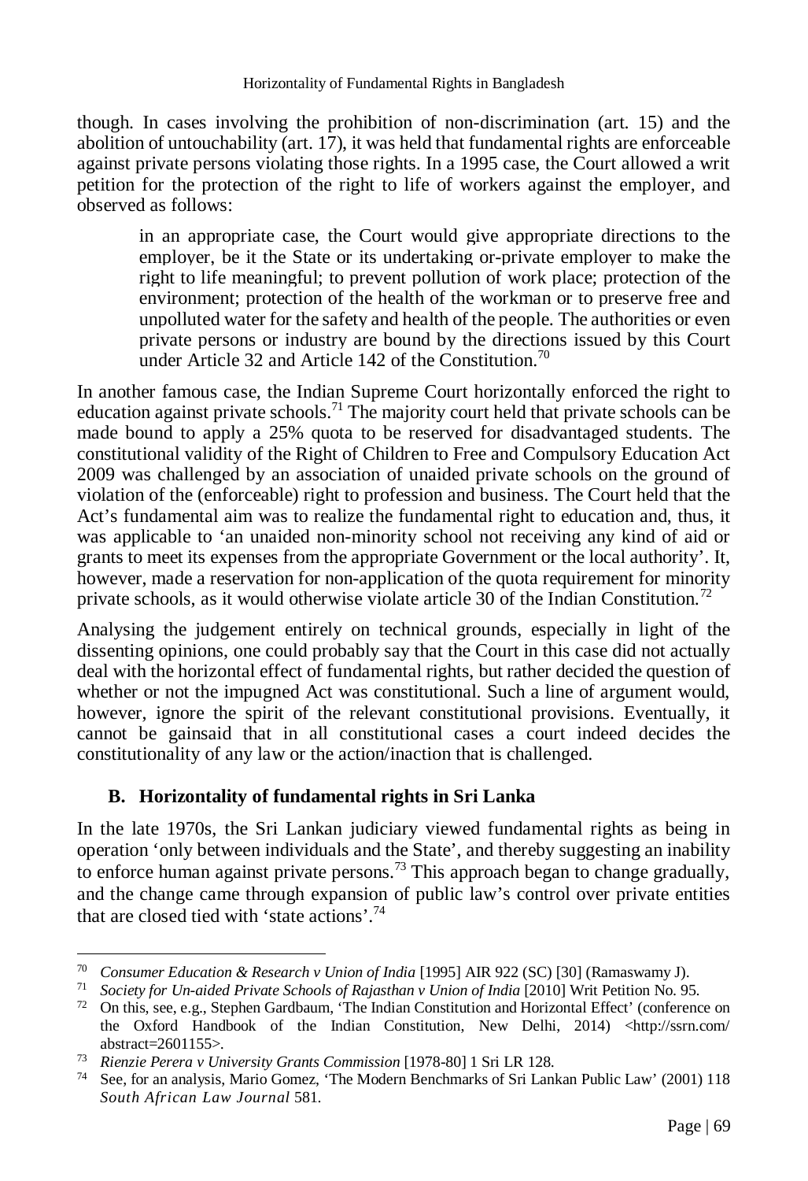though. In cases involving the prohibition of non-discrimination (art. 15) and the abolition of untouchability (art. 17), it was held that fundamental rights are enforceable against private persons violating those rights. In a 1995 case, the Court allowed a writ petition for the protection of the right to life of workers against the employer, and observed as follows:

> in an appropriate case, the Court would give appropriate directions to the employer, be it the State or its undertaking or-private employer to make the right to life meaningful; to prevent pollution of work place; protection of the environment; protection of the health of the workman or to preserve free and unpolluted water for the safety and health of the people. The authorities or even private persons or industry are bound by the directions issued by this Court under Article 32 and Article 142 of the Constitution.[70]

In another famous case, the Indian Supreme Court horizontally enforced the right to education against private schools.[71] The majority court held that private schools can be made bound to apply a 25% quota to be reserved for disadvantaged students. The constitutional validity of the Right of Children to Free and Compulsory Education Act 2009 was challenged by an association of unaided private schools on the ground of violation of the (enforceable) right to profession and business. The Court held that the Act's fundamental aim was to realize the fundamental right to education and, thus, it was applicable to 'an unaided non-minority school not receiving any kind of aid or grants to meet its expenses from the appropriate Government or the local authority'. It, however, made a reservation for non-application of the quota requirement for minority private schools, as it would otherwise violate article 30 of the Indian Constitution.[72]

Analysing the judgement entirely on technical grounds, especially in light of the dissenting opinions, one could probably say that the Court in this case did not actually deal with the horizontal effect of fundamental rights, but rather decided the question of whether or not the impugned Act was constitutional. Such a line of argument would, however, ignore the spirit of the relevant constitutional provisions. Eventually, it cannot be gainsaid that in all constitutional cases a court indeed decides the constitutionality of any law or the action/inaction that is challenged.

### B. Horizontality of fundamental rights in Sri Lanka

In the late 1970s, the Sri Lankan judiciary viewed fundamental rights as being in operation 'only between individuals and the State', and thereby suggesting an inability to enforce human against private persons.[73] This approach began to change gradually, and the change came through expansion of public law's control over private entities that are closed tied with 'state actions'.[74]

---

[70] *Consumer Education & Research v Union of India* [1995] AIR 922 (SC) [30] (Ramaswamy J).

[71] *Society for Un-aided Private Schools of Rajasthan v Union of India* [2010] Writ Petition No. 95.

[72] On this, see, e.g., Stephen Gardbaum, 'The Indian Constitution and Horizontal Effect' (conference on the Oxford Handbook of the Indian Constitution, New Delhi, 2014) <http://ssrn.com/abstract=2601155>.

[73] *Rienzie Perera v University Grants Commission* [1978-80] 1 Sri LR 128.

[74] See, for an analysis, Mario Gomez, 'The Modern Benchmarks of Sri Lankan Public Law' (2001) 118 *South African Law Journal* 581.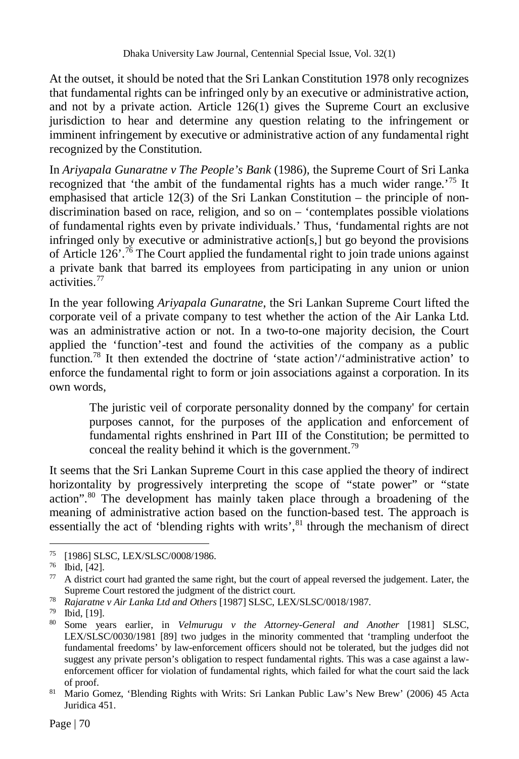At the outset, it should be noted that the Sri Lankan Constitution 1978 only recognizes that fundamental rights can be infringed only by an executive or administrative action, and not by a private action. Article 126(1) gives the Supreme Court an exclusive jurisdiction to hear and determine any question relating to the infringement or imminent infringement by executive or administrative action of any fundamental right recognized by the Constitution.

In *Ariyapala Gunaratne v The People's Bank* (1986), the Supreme Court of Sri Lanka recognized that 'the ambit of the fundamental rights has a much wider range.'[75] It emphasised that article 12(3) of the Sri Lankan Constitution – the principle of non-discrimination based on race, religion, and so on – 'contemplates possible violations of fundamental rights even by private individuals.' Thus, 'fundamental rights are not infringed only by executive or administrative action[s,] but go beyond the provisions of Article 126'.[76] The Court applied the fundamental right to join trade unions against a private bank that barred its employees from participating in any union or union activities.[77]

In the year following *Ariyapala Gunaratne*, the Sri Lankan Supreme Court lifted the corporate veil of a private company to test whether the action of the Air Lanka Ltd. was an administrative action or not. In a two-to-one majority decision, the Court applied the 'function'-test and found the activities of the company as a public function.[78] It then extended the doctrine of 'state action'/'administrative action' to enforce the fundamental right to form or join associations against a corporation. In its own words,

> The juristic veil of corporate personality donned by the company' for certain purposes cannot, for the purposes of the application and enforcement of fundamental rights enshrined in Part III of the Constitution; be permitted to conceal the reality behind it which is the government.[79]

It seems that the Sri Lankan Supreme Court in this case applied the theory of indirect horizontality by progressively interpreting the scope of "state power" or "state action".[80] The development has mainly taken place through a broadening of the meaning of administrative action based on the function-based test. The approach is essentially the act of 'blending rights with writs',[81] through the mechanism of direct

---

[75] [1986] SLSC, LEX/SLSC/0008/1986.

[76] Ibid, [42].

[77] A district court had granted the same right, but the court of appeal reversed the judgement. Later, the Supreme Court restored the judgment of the district court.

[78] *Rajaratne v Air Lanka Ltd and Others* [1987] SLSC, LEX/SLSC/0018/1987.

[79] Ibid, [19].

[80] Some years earlier, in *Velmurugu v the Attorney-General and Another* [1981] SLSC, LEX/SLSC/0030/1981 [89] two judges in the minority commented that 'trampling underfoot the fundamental freedoms' by law-enforcement officers should not be tolerated, but the judges did not suggest any private person's obligation to respect fundamental rights. This was a case against a law-enforcement officer for violation of fundamental rights, which failed for what the court said the lack of proof.

[81] Mario Gomez, 'Blending Rights with Writs: Sri Lankan Public Law's New Brew' (2006) 45 Acta Juridica 451.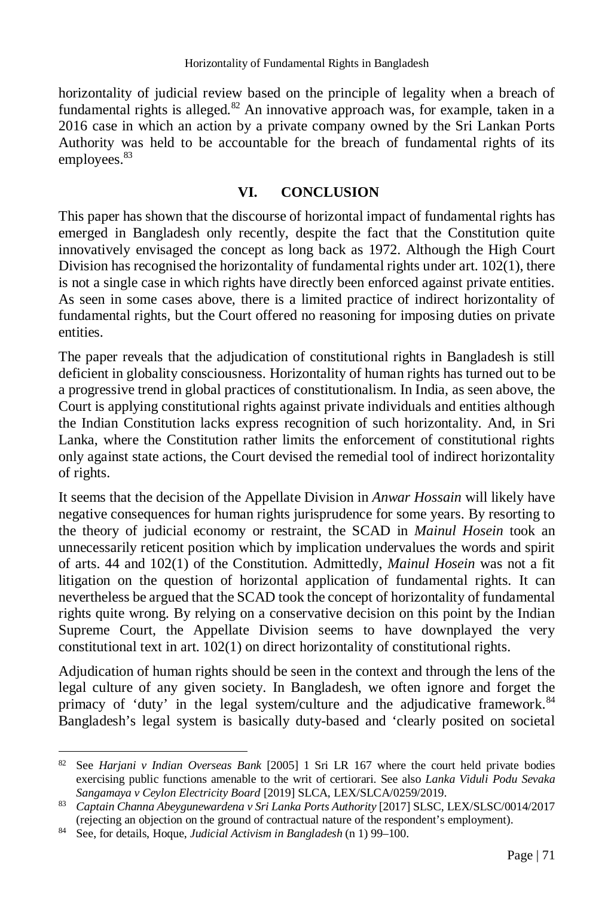horizontality of judicial review based on the principle of legality when a breach of fundamental rights is alleged.[82] An innovative approach was, for example, taken in a 2016 case in which an action by a private company owned by the Sri Lankan Ports Authority was held to be accountable for the breach of fundamental rights of its employees.[83]

## VI. CONCLUSION

This paper has shown that the discourse of horizontal impact of fundamental rights has emerged in Bangladesh only recently, despite the fact that the Constitution quite innovatively envisaged the concept as long back as 1972. Although the High Court Division has recognised the horizontality of fundamental rights under art. 102(1), there is not a single case in which rights have directly been enforced against private entities. As seen in some cases above, there is a limited practice of indirect horizontality of fundamental rights, but the Court offered no reasoning for imposing duties on private entities.

The paper reveals that the adjudication of constitutional rights in Bangladesh is still deficient in globality consciousness. Horizontality of human rights has turned out to be a progressive trend in global practices of constitutionalism. In India, as seen above, the Court is applying constitutional rights against private individuals and entities although the Indian Constitution lacks express recognition of such horizontality. And, in Sri Lanka, where the Constitution rather limits the enforcement of constitutional rights only against state actions, the Court devised the remedial tool of indirect horizontality of rights.

It seems that the decision of the Appellate Division in *Anwar Hossain* will likely have negative consequences for human rights jurisprudence for some years. By resorting to the theory of judicial economy or restraint, the SCAD in *Mainul Hosein* took an unnecessarily reticent position which by implication undervalues the words and spirit of arts. 44 and 102(1) of the Constitution. Admittedly, *Mainul Hosein* was not a fit litigation on the question of horizontal application of fundamental rights. It can nevertheless be argued that the SCAD took the concept of horizontality of fundamental rights quite wrong. By relying on a conservative decision on this point by the Indian Supreme Court, the Appellate Division seems to have downplayed the very constitutional text in art. 102(1) on direct horizontality of constitutional rights.

Adjudication of human rights should be seen in the context and through the lens of the legal culture of any given society. In Bangladesh, we often ignore and forget the primacy of 'duty' in the legal system/culture and the adjudicative framework.[84] Bangladesh's legal system is basically duty-based and 'clearly posited on societal

---

[82] See *Harjani v Indian Overseas Bank* [2005] 1 Sri LR 167 where the court held private bodies exercising public functions amenable to the writ of certiorari. See also *Lanka Viduli Podu Sevaka Sangamaya v Ceylon Electricity Board* [2019] SLCA, LEX/SLCA/0259/2019.

[83] *Captain Channa Abeygunewardena v Sri Lanka Ports Authority* [2017] SLSC, LEX/SLSC/0014/2017 (rejecting an objection on the ground of contractual nature of the respondent's employment).

[84] See, for details, Hoque, *Judicial Activism in Bangladesh* (n 1) 99–100.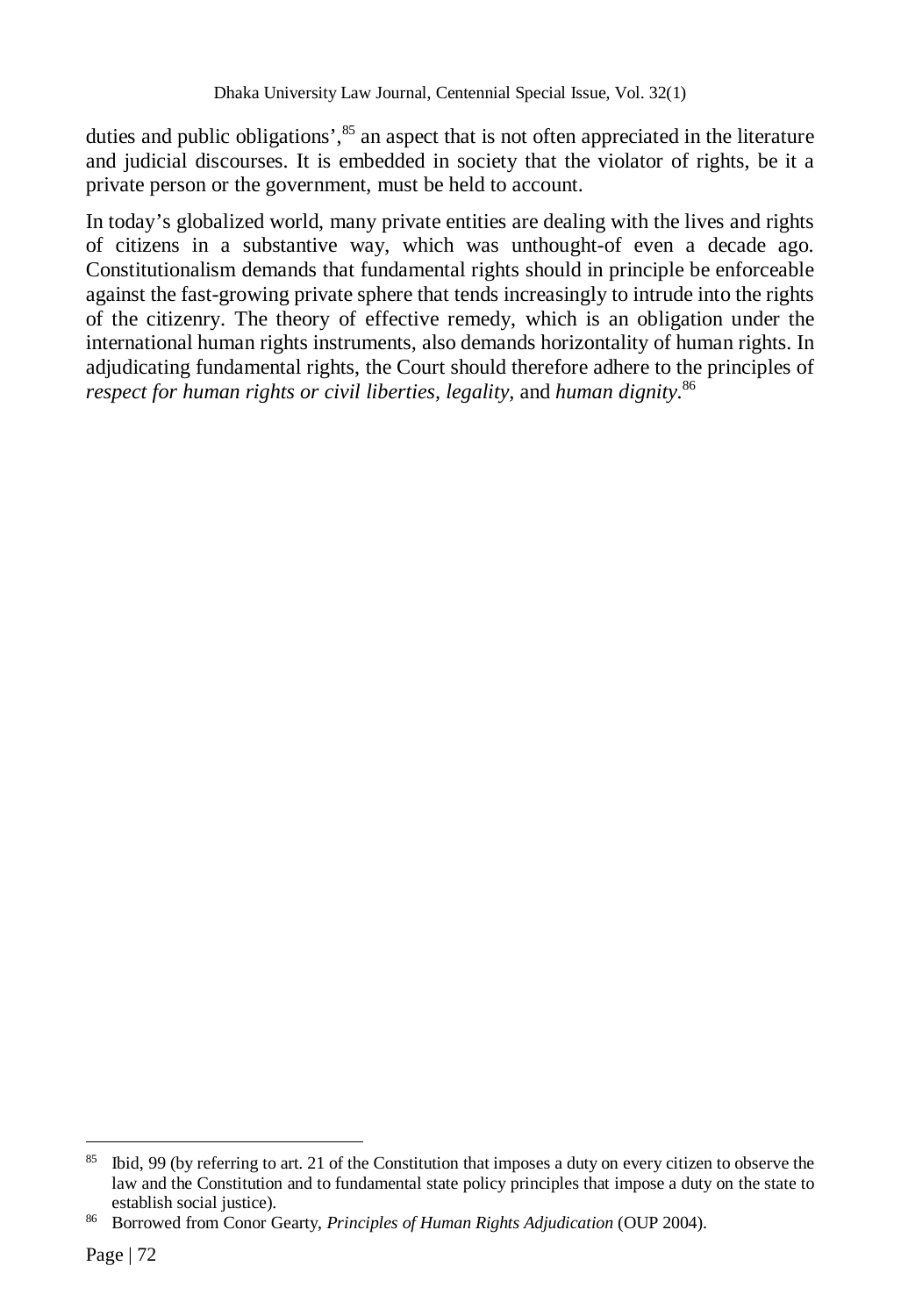duties and public obligations',[85] an aspect that is not often appreciated in the literature and judicial discourses. It is embedded in society that the violator of rights, be it a private person or the government, must be held to account.

In today's globalized world, many private entities are dealing with the lives and rights of citizens in a substantive way, which was unthought-of even a decade ago. Constitutionalism demands that fundamental rights should in principle be enforceable against the fast-growing private sphere that tends increasingly to intrude into the rights of the citizenry. The theory of effective remedy, which is an obligation under the international human rights instruments, also demands horizontality of human rights. In adjudicating fundamental rights, the Court should therefore adhere to the principles of *respect for human rights or civil liberties*, *legality*, and *human dignity*.[86]

---

[85] Ibid, 99 (by referring to art. 21 of the Constitution that imposes a duty on every citizen to observe the law and the Constitution and to fundamental state policy principles that impose a duty on the state to establish social justice).

[86] Borrowed from Conor Gearty, *Principles of Human Rights Adjudication* (OUP 2004).